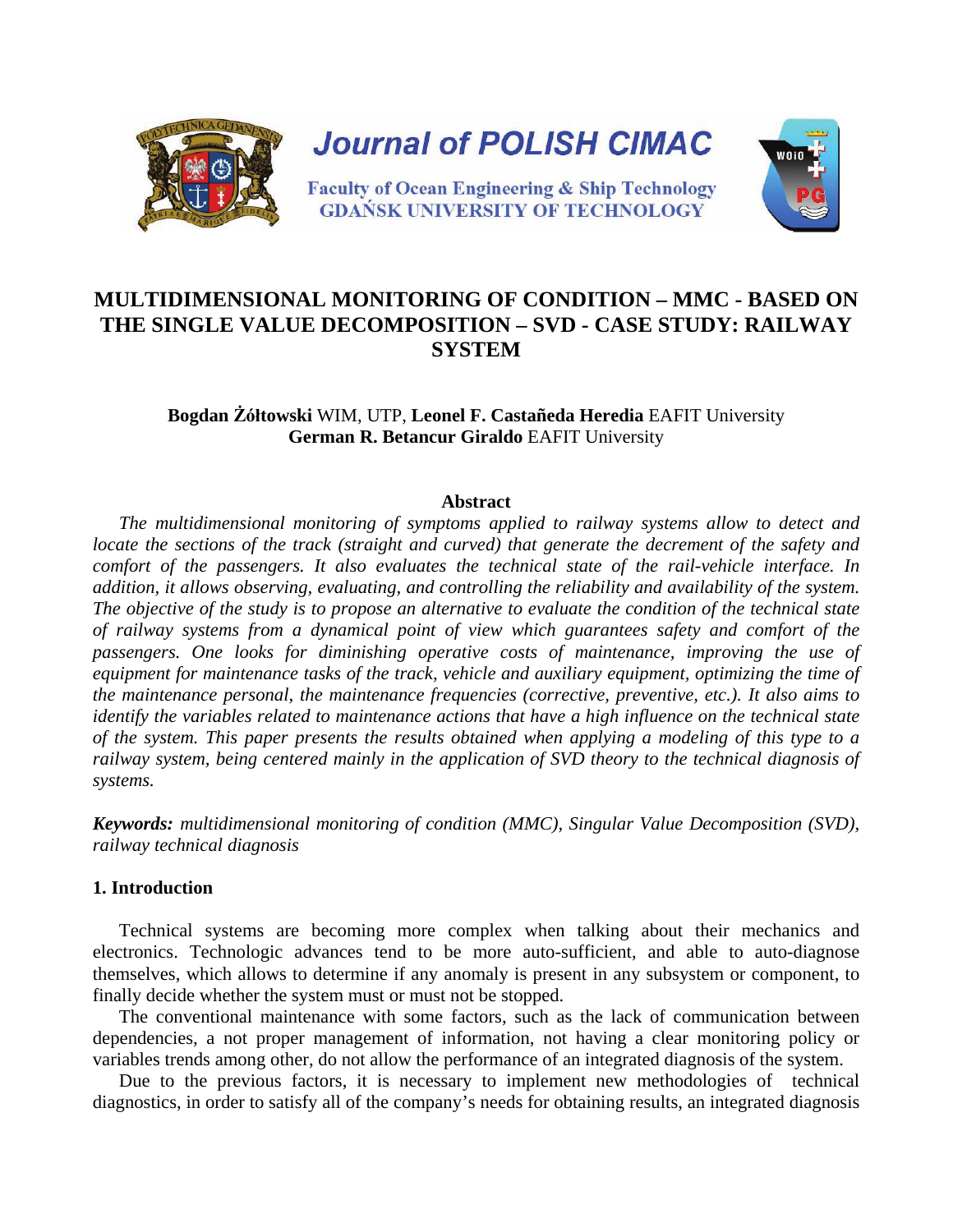# MULTIDIMENSIONAL MONITORING OF CONDITION – MMC - BASED ON THE SINGLE VALUE DECOMPOSITION – SVD - CASE STUDY: RAILWAY SYSTEM

**Bogdan Żółtowski** WIM, UTP, **Leonel F. Castañeda Heredia** EAFIT University
**German R. Betancur Giraldo** EAFIT University

## Abstract

*The multidimensional monitoring of symptoms applied to railway systems allow to detect and locate the sections of the track (straight and curved) that generate the decrement of the safety and comfort of the passengers. It also evaluates the technical state of the rail-vehicle interface. In addition, it allows observing, evaluating, and controlling the reliability and availability of the system. The objective of the study is to propose an alternative to evaluate the condition of the technical state of railway systems from a dynamical point of view which guarantees safety and comfort of the passengers. One looks for diminishing operative costs of maintenance, improving the use of equipment for maintenance tasks of the track, vehicle and auxiliary equipment, optimizing the time of the maintenance personal, the maintenance frequencies (corrective, preventive, etc.). It also aims to identify the variables related to maintenance actions that have a high influence on the technical state of the system. This paper presents the results obtained when applying a modeling of this type to a railway system, being centered mainly in the application of SVD theory to the technical diagnosis of systems.*

***Keywords:*** *multidimensional monitoring of condition (MMC), Singular Value Decomposition (SVD), railway technical diagnosis*

## 1. Introduction

Technical systems are becoming more complex when talking about their mechanics and electronics. Technologic advances tend to be more auto-sufficient, and able to auto-diagnose themselves, which allows to determine if any anomaly is present in any subsystem or component, to finally decide whether the system must or must not be stopped.

The conventional maintenance with some factors, such as the lack of communication between dependencies, a not proper management of information, not having a clear monitoring policy or variables trends among other, do not allow the performance of an integrated diagnosis of the system.

Due to the previous factors, it is necessary to implement new methodologies of technical diagnostics, in order to satisfy all of the company's needs for obtaining results, an integrated diagnosis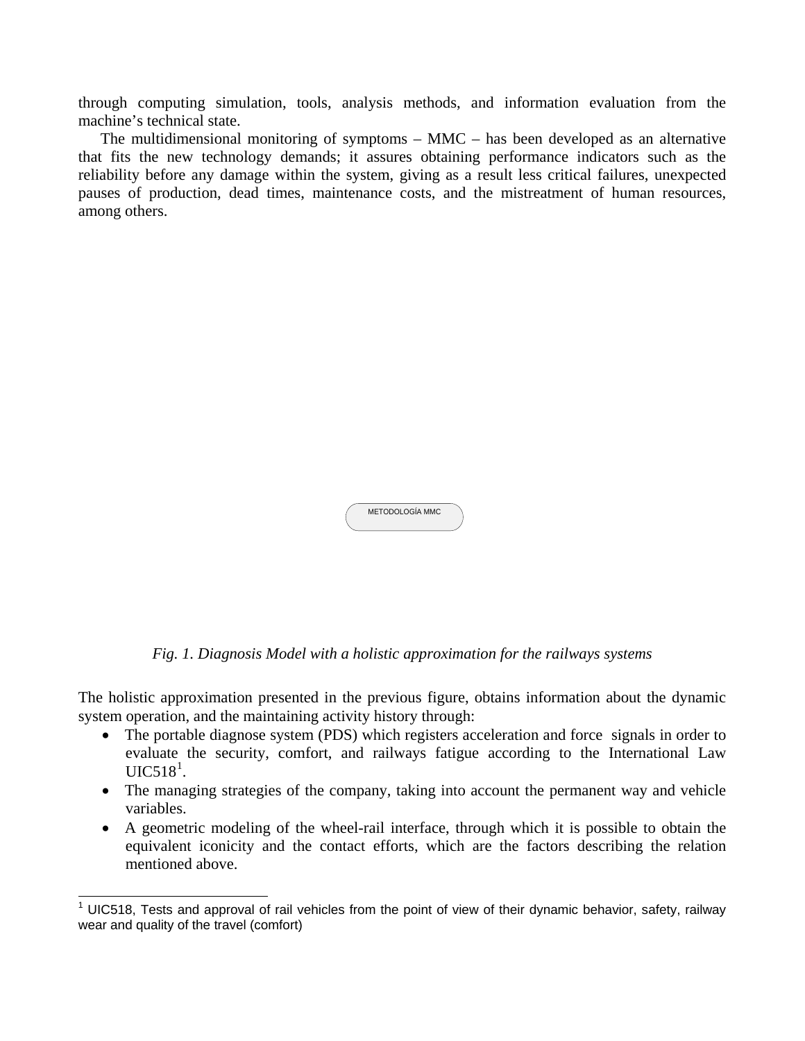through computing simulation, tools, analysis methods, and information evaluation from the machine's technical state.

The multidimensional monitoring of symptoms – MMC – has been developed as an alternative that fits the new technology demands; it assures obtaining performance indicators such as the reliability before any damage within the system, giving as a result less critical failures, unexpected pauses of production, dead times, maintenance costs, and the mistreatment of human resources, among others.

METODOLOGÍA MMC

*Fig. 1. Diagnosis Model with a holistic approximation for the railways systems*

The holistic approximation presented in the previous figure, obtains information about the dynamic system operation, and the maintaining activity history through:

- The portable diagnose system (PDS) which registers acceleration and force signals in order to evaluate the security, comfort, and railways fatigue according to the International Law UIC518[1].
- The managing strategies of the company, taking into account the permanent way and vehicle variables.
- A geometric modeling of the wheel-rail interface, through which it is possible to obtain the equivalent iconicity and the contact efforts, which are the factors describing the relation mentioned above.

[1] UIC518, Tests and approval of rail vehicles from the point of view of their dynamic behavior, safety, railway wear and quality of the travel (comfort)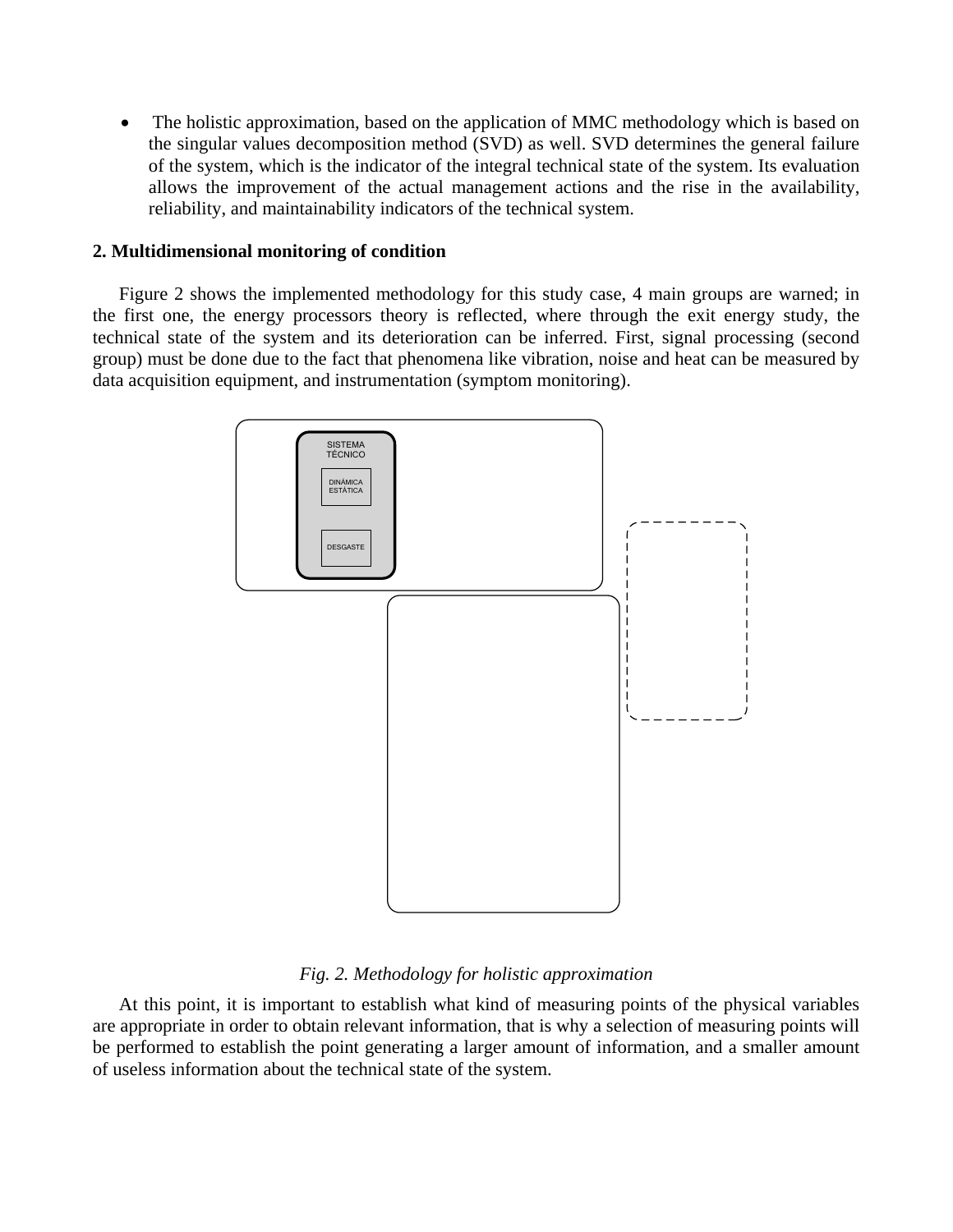- The holistic approximation, based on the application of MMC methodology which is based on the singular values decomposition method (SVD) as well. SVD determines the general failure of the system, which is the indicator of the integral technical state of the system. Its evaluation allows the improvement of the actual management actions and the rise in the availability, reliability, and maintainability indicators of the technical system.

## 2. Multidimensional monitoring of condition

Figure 2 shows the implemented methodology for this study case, 4 main groups are warned; in the first one, the energy processors theory is reflected, where through the exit energy study, the technical state of the system and its deterioration can be inferred. First, signal processing (second group) must be done due to the fact that phenomena like vibration, noise and heat can be measured by data acquisition equipment, and instrumentation (symptom monitoring).

SISTEMA TÉCNICO

DINÁMICA ESTÁTICA

DESGASTE

*Fig. 2. Methodology for holistic approximation*

At this point, it is important to establish what kind of measuring points of the physical variables are appropriate in order to obtain relevant information, that is why a selection of measuring points will be performed to establish the point generating a larger amount of information, and a smaller amount of useless information about the technical state of the system.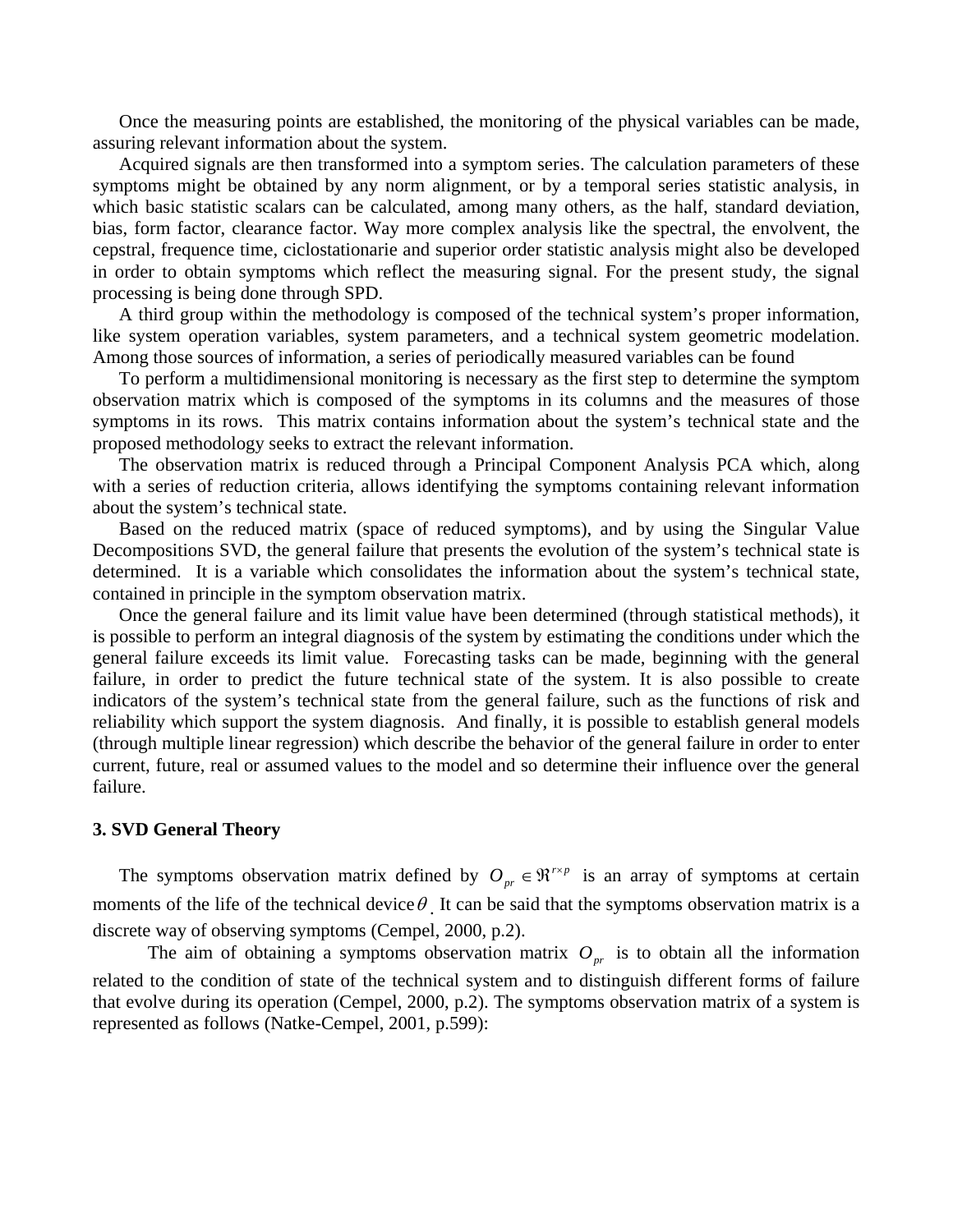Once the measuring points are established, the monitoring of the physical variables can be made, assuring relevant information about the system.

Acquired signals are then transformed into a symptom series. The calculation parameters of these symptoms might be obtained by any norm alignment, or by a temporal series statistic analysis, in which basic statistic scalars can be calculated, among many others, as the half, standard deviation, bias, form factor, clearance factor. Way more complex analysis like the spectral, the envolvent, the cepstral, frequence time, ciclostationarie and superior order statistic analysis might also be developed in order to obtain symptoms which reflect the measuring signal. For the present study, the signal processing is being done through SPD.

A third group within the methodology is composed of the technical system's proper information, like system operation variables, system parameters, and a technical system geometric modelation. Among those sources of information, a series of periodically measured variables can be found

To perform a multidimensional monitoring is necessary as the first step to determine the symptom observation matrix which is composed of the symptoms in its columns and the measures of those symptoms in its rows. This matrix contains information about the system's technical state and the proposed methodology seeks to extract the relevant information.

The observation matrix is reduced through a Principal Component Analysis PCA which, along with a series of reduction criteria, allows identifying the symptoms containing relevant information about the system's technical state.

Based on the reduced matrix (space of reduced symptoms), and by using the Singular Value Decompositions SVD, the general failure that presents the evolution of the system's technical state is determined. It is a variable which consolidates the information about the system's technical state, contained in principle in the symptom observation matrix.

Once the general failure and its limit value have been determined (through statistical methods), it is possible to perform an integral diagnosis of the system by estimating the conditions under which the general failure exceeds its limit value. Forecasting tasks can be made, beginning with the general failure, in order to predict the future technical state of the system. It is also possible to create indicators of the system's technical state from the general failure, such as the functions of risk and reliability which support the system diagnosis. And finally, it is possible to establish general models (through multiple linear regression) which describe the behavior of the general failure in order to enter current, future, real or assumed values to the model and so determine their influence over the general failure.

**3. SVD General Theory**

The symptoms observation matrix defined by $O_{pr} \in \Re^{r \times p}$ is an array of symptoms at certain moments of the life of the technical device $\theta$. It can be said that the symptoms observation matrix is a discrete way of observing symptoms (Cempel, 2000, p.2).

The aim of obtaining a symptoms observation matrix $O_{pr}$ is to obtain all the information related to the condition of state of the technical system and to distinguish different forms of failure that evolve during its operation (Cempel, 2000, p.2). The symptoms observation matrix of a system is represented as follows (Natke-Cempel, 2001, p.599):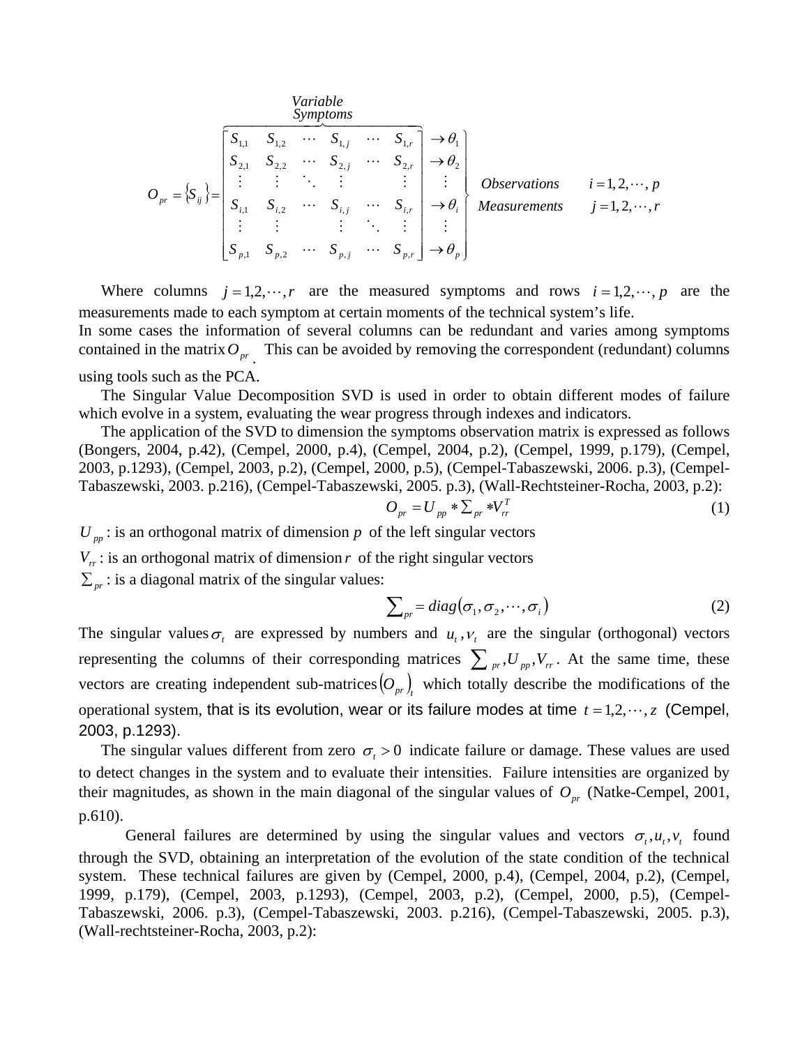$$O_{pr} = \{S_{ij}\} = \overbrace{\begin{bmatrix} S_{1,1} & S_{1,2} & \cdots & S_{1,j} & \cdots & S_{1,r} \\ S_{2,1} & S_{2,2} & \cdots & S_{2,j} & \cdots & S_{2,r} \\ \vdots & \vdots & \ddots & \vdots & & \vdots \\ S_{i,1} & S_{i,2} & \cdots & S_{i,j} & \cdots & S_{i,r} \\ \vdots & \vdots & & \vdots & \ddots & \vdots \\ S_{p,1} & S_{p,2} & \cdots & S_{p,j} & \cdots & S_{p,r} \end{bmatrix}}^{\substack{Variable \\ Symptoms}} \left.\begin{matrix} \to \theta_1 \\ \to \theta_2 \\ \vdots \\ \to \theta_i \\ \vdots \\ \to \theta_p \end{matrix}\right\} \begin{matrix} Observations & i = 1, 2, \cdots, p \\ Measurements & j = 1, 2, \cdots, r \end{matrix}$$

Where columns $j = 1,2,\cdots,r$ are the measured symptoms and rows $i = 1,2,\cdots,p$ are the measurements made to each symptom at certain moments of the technical system's life.
In some cases the information of several columns can be redundant and varies among symptoms contained in the matrix $O_{pr}$. This can be avoided by removing the correspondent (redundant) columns using tools such as the PCA.

The Singular Value Decomposition SVD is used in order to obtain different modes of failure which evolve in a system, evaluating the wear progress through indexes and indicators.

The application of the SVD to dimension the symptoms observation matrix is expressed as follows (Bongers, 2004, p.42), (Cempel, 2000, p.4), (Cempel, 2004, p.2), (Cempel, 1999, p.179), (Cempel, 2003, p.1293), (Cempel, 2003, p.2), (Cempel, 2000, p.5), (Cempel-Tabaszewski, 2006. p.3), (Cempel-Tabaszewski, 2003. p.216), (Cempel-Tabaszewski, 2005. p.3), (Wall-Rechtsteiner-Rocha, 2003, p.2):

$$O_{pr} = U_{pp} * \Sigma_{pr} * V_{rr}^T \tag{1}$$

$U_{pp}$ : is an orthogonal matrix of dimension $p$ of the left singular vectors
$V_{rr}$ : is an orthogonal matrix of dimension $r$ of the right singular vectors
$\Sigma_{pr}$ : is a diagonal matrix of the singular values:

$$\sum_{pr} = diag(\sigma_1, \sigma_2, \cdots, \sigma_i) \tag{2}$$

The singular values $\sigma_t$ are expressed by numbers and $u_t, v_t$ are the singular (orthogonal) vectors representing the columns of their corresponding matrices $\sum_{pr}, U_{pp}, V_{rr}$. At the same time, these vectors are creating independent sub-matrices $(O_{pr})_t$ which totally describe the modifications of the operational system, that is its evolution, wear or its failure modes at time $t = 1,2,\cdots,z$ (Cempel, 2003, p.1293).

The singular values different from zero $\sigma_t > 0$ indicate failure or damage. These values are used to detect changes in the system and to evaluate their intensities. Failure intensities are organized by their magnitudes, as shown in the main diagonal of the singular values of $O_{pr}$ (Natke-Cempel, 2001, p.610).

General failures are determined by using the singular values and vectors $\sigma_t, u_t, v_t$ found through the SVD, obtaining an interpretation of the evolution of the state condition of the technical system. These technical failures are given by (Cempel, 2000, p.4), (Cempel, 2004, p.2), (Cempel, 1999, p.179), (Cempel, 2003, p.1293), (Cempel, 2003, p.2), (Cempel, 2000, p.5), (Cempel-Tabaszewski, 2006. p.3), (Cempel-Tabaszewski, 2003. p.216), (Cempel-Tabaszewski, 2005. p.3), (Wall-rechtsteiner-Rocha, 2003, p.2):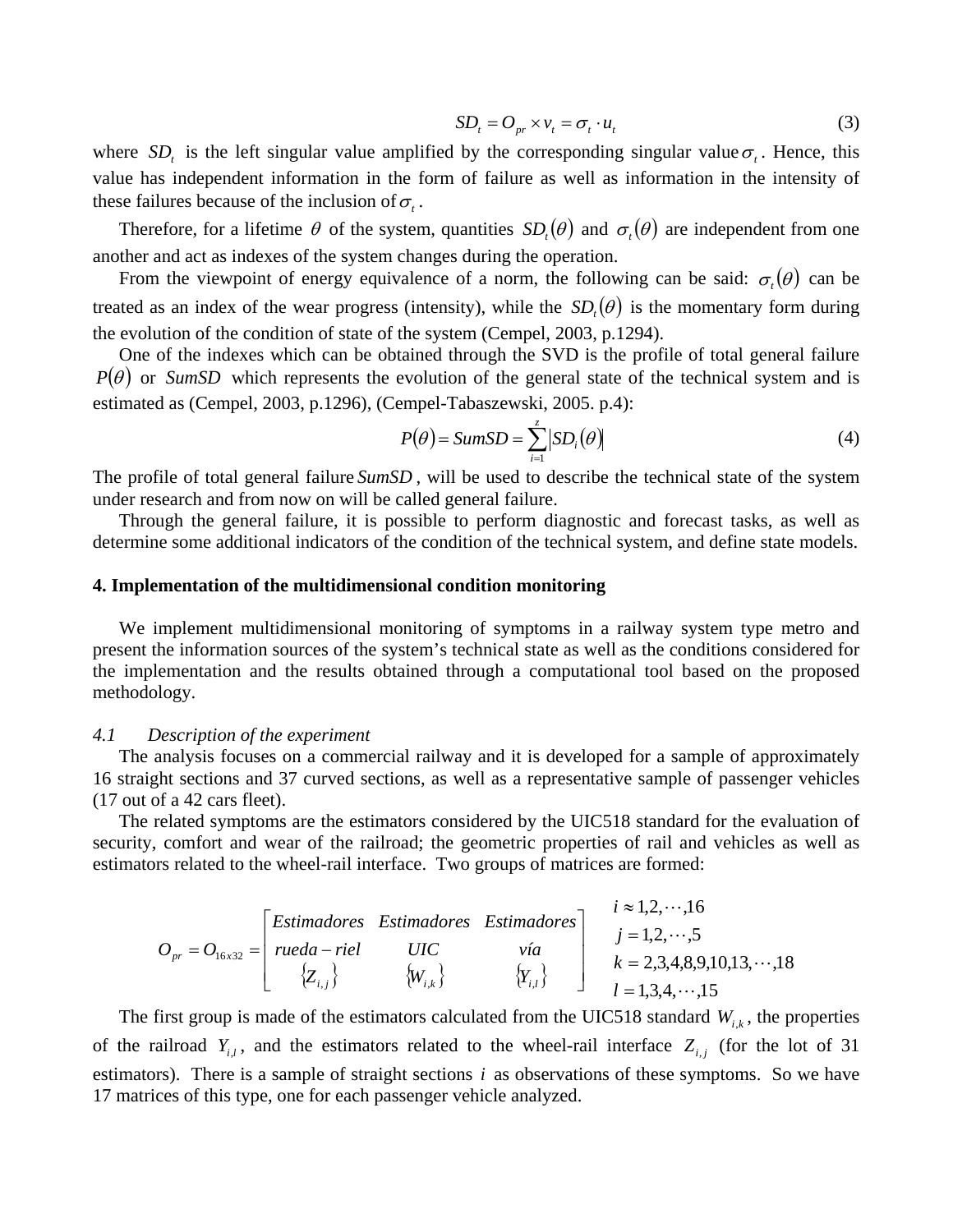$$SD_t = O_{pr} \times v_t = \sigma_t \cdot u_t \tag{3}$$

where $SD_t$ is the left singular value amplified by the corresponding singular value $\sigma_t$. Hence, this value has independent information in the form of failure as well as information in the intensity of these failures because of the inclusion of $\sigma_t$.

Therefore, for a lifetime $\theta$ of the system, quantities $SD_t(\theta)$ and $\sigma_t(\theta)$ are independent from one another and act as indexes of the system changes during the operation.

From the viewpoint of energy equivalence of a norm, the following can be said: $\sigma_t(\theta)$ can be treated as an index of the wear progress (intensity), while the $SD_t(\theta)$ is the momentary form during the evolution of the condition of state of the system (Cempel, 2003, p.1294).

One of the indexes which can be obtained through the SVD is the profile of total general failure $P(\theta)$ or $SumSD$ which represents the evolution of the general state of the technical system and is estimated as (Cempel, 2003, p.1296), (Cempel-Tabaszewski, 2005. p.4):

$$P(\theta) = SumSD = \sum_{i=1}^{z} \left| SD_i(\theta) \right| \tag{4}$$

The profile of total general failure $SumSD$, will be used to describe the technical state of the system under research and from now on will be called general failure.

Through the general failure, it is possible to perform diagnostic and forecast tasks, as well as determine some additional indicators of the condition of the technical system, and define state models.

## 4. Implementation of the multidimensional condition monitoring

We implement multidimensional monitoring of symptoms in a railway system type metro and present the information sources of the system's technical state as well as the conditions considered for the implementation and the results obtained through a computational tool based on the proposed methodology.

### *4.1 Description of the experiment*

The analysis focuses on a commercial railway and it is developed for a sample of approximately 16 straight sections and 37 curved sections, as well as a representative sample of passenger vehicles (17 out of a 42 cars fleet).

The related symptoms are the estimators considered by the UIC518 standard for the evaluation of security, comfort and wear of the railroad; the geometric properties of rail and vehicles as well as estimators related to the wheel-rail interface. Two groups of matrices are formed:

$$O_{pr} = O_{16x32} = \begin{bmatrix} Estimadores & Estimadores & Estimadores \\ rueda-riel & UIC & vía \\ \{Z_{i,j}\} & \{W_{i,k}\} & \{Y_{i,l}\} \end{bmatrix} \quad \begin{array}{l} i \approx 1,2,\cdots,16 \\ j = 1,2,\cdots,5 \\ k = 2,3,4,8,9,10,13,\cdots,18 \\ l = 1,3,4,\cdots,15 \end{array}$$

The first group is made of the estimators calculated from the UIC518 standard $W_{i,k}$, the properties of the railroad $Y_{i,l}$, and the estimators related to the wheel-rail interface $Z_{i,j}$ (for the lot of 31 estimators). There is a sample of straight sections $i$ as observations of these symptoms. So we have 17 matrices of this type, one for each passenger vehicle analyzed.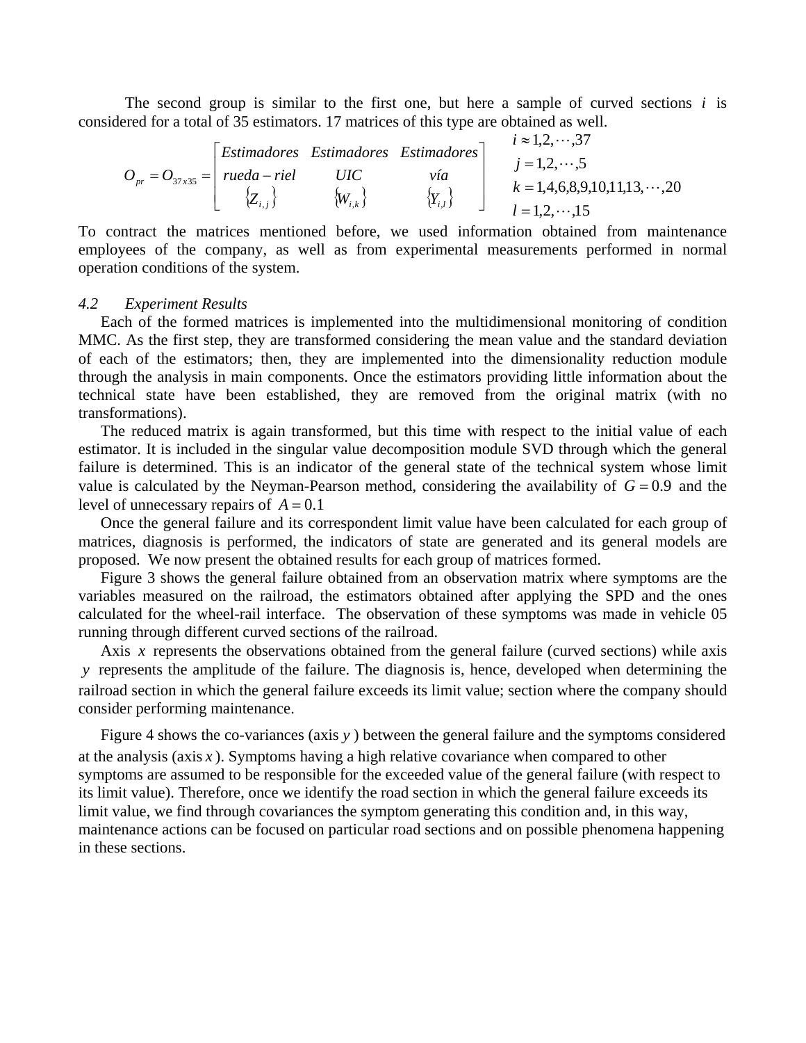The second group is similar to the first one, but here a sample of curved sections $i$ is considered for a total of 35 estimators. 17 matrices of this type are obtained as well.

$$O_{pr} = O_{37x35} = \begin{bmatrix} Estimadores & Estimadores & Estimadores \\ rueda-riel & UIC & vía \\ \{Z_{i,j}\} & \{W_{i,k}\} & \{Y_{i,l}\} \end{bmatrix} \quad \begin{matrix} i \approx 1,2,\cdots,37 \\ j = 1,2,\cdots,5 \\ k = 1,4,6,8,9,10,11,13,\cdots,20 \\ l = 1,2,\cdots,15 \end{matrix}$$

To contract the matrices mentioned before, we used information obtained from maintenance employees of the company, as well as from experimental measurements performed in normal operation conditions of the system.

### 4.2 *Experiment Results*

Each of the formed matrices is implemented into the multidimensional monitoring of condition MMC. As the first step, they are transformed considering the mean value and the standard deviation of each of the estimators; then, they are implemented into the dimensionality reduction module through the analysis in main components. Once the estimators providing little information about the technical state have been established, they are removed from the original matrix (with no transformations).

The reduced matrix is again transformed, but this time with respect to the initial value of each estimator. It is included in the singular value decomposition module SVD through which the general failure is determined. This is an indicator of the general state of the technical system whose limit value is calculated by the Neyman-Pearson method, considering the availability of $G = 0.9$ and the level of unnecessary repairs of $A = 0.1$

Once the general failure and its correspondent limit value have been calculated for each group of matrices, diagnosis is performed, the indicators of state are generated and its general models are proposed. We now present the obtained results for each group of matrices formed.

Figure 3 shows the general failure obtained from an observation matrix where symptoms are the variables measured on the railroad, the estimators obtained after applying the SPD and the ones calculated for the wheel-rail interface. The observation of these symptoms was made in vehicle 05 running through different curved sections of the railroad.

Axis $x$ represents the observations obtained from the general failure (curved sections) while axis $y$ represents the amplitude of the failure. The diagnosis is, hence, developed when determining the railroad section in which the general failure exceeds its limit value; section where the company should consider performing maintenance.

Figure 4 shows the co-variances (axis $y$) between the general failure and the symptoms considered at the analysis (axis $x$). Symptoms having a high relative covariance when compared to other symptoms are assumed to be responsible for the exceeded value of the general failure (with respect to its limit value). Therefore, once we identify the road section in which the general failure exceeds its limit value, we find through covariances the symptom generating this condition and, in this way, maintenance actions can be focused on particular road sections and on possible phenomena happening in these sections.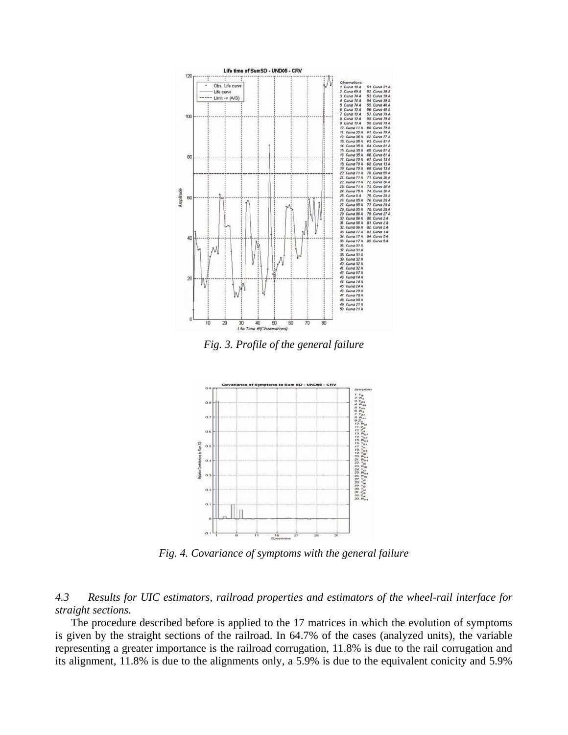*Fig. 3. Profile of the general failure*

*Fig. 4. Covariance of symptoms with the general failure*

*4.3 Results for UIC estimators, railroad properties and estimators of the wheel-rail interface for straight sections.*

The procedure described before is applied to the 17 matrices in which the evolution of symptoms is given by the straight sections of the railroad. In 64.7% of the cases (analyzed units), the variable representing a greater importance is the railroad corrugation, 11.8% is due to the rail corrugation and its alignment, 11.8% is due to the alignments only, a 5.9% is due to the equivalent conicity and 5.9%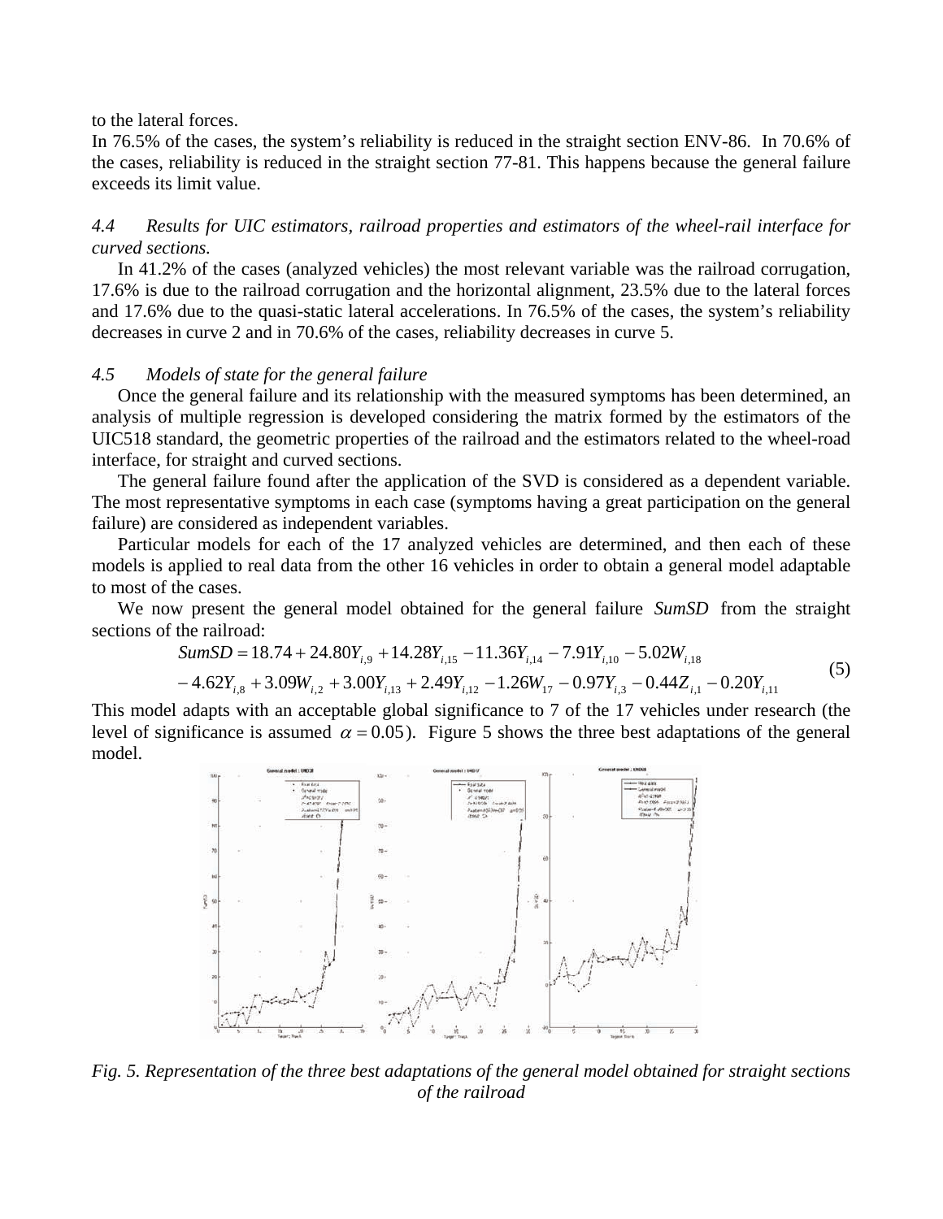to the lateral forces.

In 76.5% of the cases, the system's reliability is reduced in the straight section ENV-86. In 70.6% of the cases, reliability is reduced in the straight section 77-81. This happens because the general failure exceeds its limit value.

### *4.4 Results for UIC estimators, railroad properties and estimators of the wheel-rail interface for curved sections.*

In 41.2% of the cases (analyzed vehicles) the most relevant variable was the railroad corrugation, 17.6% is due to the railroad corrugation and the horizontal alignment, 23.5% due to the lateral forces and 17.6% due to the quasi-static lateral accelerations. In 76.5% of the cases, the system's reliability decreases in curve 2 and in 70.6% of the cases, reliability decreases in curve 5.

### *4.5 Models of state for the general failure*

Once the general failure and its relationship with the measured symptoms has been determined, an analysis of multiple regression is developed considering the matrix formed by the estimators of the UIC518 standard, the geometric properties of the railroad and the estimators related to the wheel-road interface, for straight and curved sections.

The general failure found after the application of the SVD is considered as a dependent variable. The most representative symptoms in each case (symptoms having a great participation on the general failure) are considered as independent variables.

Particular models for each of the 17 analyzed vehicles are determined, and then each of these models is applied to real data from the other 16 vehicles in order to obtain a general model adaptable to most of the cases.

We now present the general model obtained for the general failure *SumSD* from the straight sections of the railroad:

$$
\begin{aligned}
SumSD = 18.74 + 24.80Y_{i,9} + 14.28Y_{i,15} - 11.36Y_{i,14} - 7.91Y_{i,10} - 5.02W_{i,18} \\
- 4.62Y_{i,8} + 3.09W_{i,2} + 3.00Y_{i,13} + 2.49Y_{i,12} - 1.26W_{17} - 0.97Y_{i,3} - 0.44Z_{i,1} - 0.20Y_{i,11}
\end{aligned}
\tag{5}
$$

This model adapts with an acceptable global significance to 7 of the 17 vehicles under research (the level of significance is assumed $\alpha = 0.05$). Figure 5 shows the three best adaptations of the general model.

*Fig. 5. Representation of the three best adaptations of the general model obtained for straight sections of the railroad*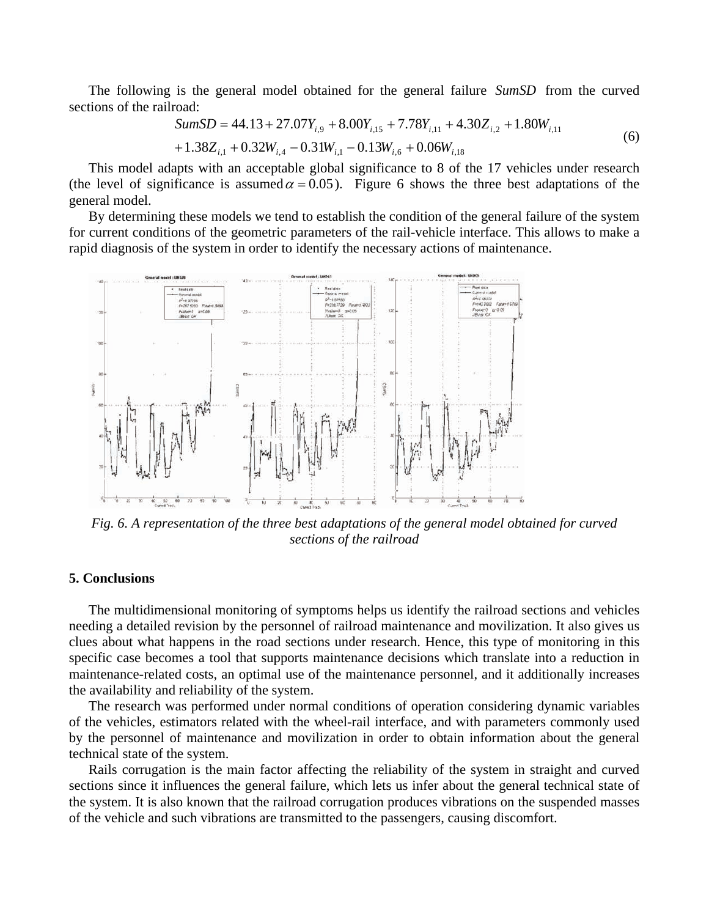The following is the general model obtained for the general failure *SumSD* from the curved sections of the railroad:

$$SumSD = 44.13 + 27.07Y_{i,9} + 8.00Y_{i,15} + 7.78Y_{i,11} + 4.30Z_{i,2} + 1.80W_{i,11}$$
$$+1.38Z_{i,1} + 0.32W_{i,4} - 0.31W_{i,1} - 0.13W_{i,6} + 0.06W_{i,18} \quad (6)$$

This model adapts with an acceptable global significance to 8 of the 17 vehicles under research (the level of significance is assumed $\alpha = 0.05$). Figure 6 shows the three best adaptations of the general model.

By determining these models we tend to establish the condition of the general failure of the system for current conditions of the geometric parameters of the rail-vehicle interface. This allows to make a rapid diagnosis of the system in order to identify the necessary actions of maintenance.

*Fig. 6. A representation of the three best adaptations of the general model obtained for curved sections of the railroad*

## 5. Conclusions

The multidimensional monitoring of symptoms helps us identify the railroad sections and vehicles needing a detailed revision by the personnel of railroad maintenance and movilization. It also gives us clues about what happens in the road sections under research. Hence, this type of monitoring in this specific case becomes a tool that supports maintenance decisions which translate into a reduction in maintenance-related costs, an optimal use of the maintenance personnel, and it additionally increases the availability and reliability of the system.

The research was performed under normal conditions of operation considering dynamic variables of the vehicles, estimators related with the wheel-rail interface, and with parameters commonly used by the personnel of maintenance and movilization in order to obtain information about the general technical state of the system.

Rails corrugation is the main factor affecting the reliability of the system in straight and curved sections since it influences the general failure, which lets us infer about the general technical state of the system. It is also known that the railroad corrugation produces vibrations on the suspended masses of the vehicle and such vibrations are transmitted to the passengers, causing discomfort.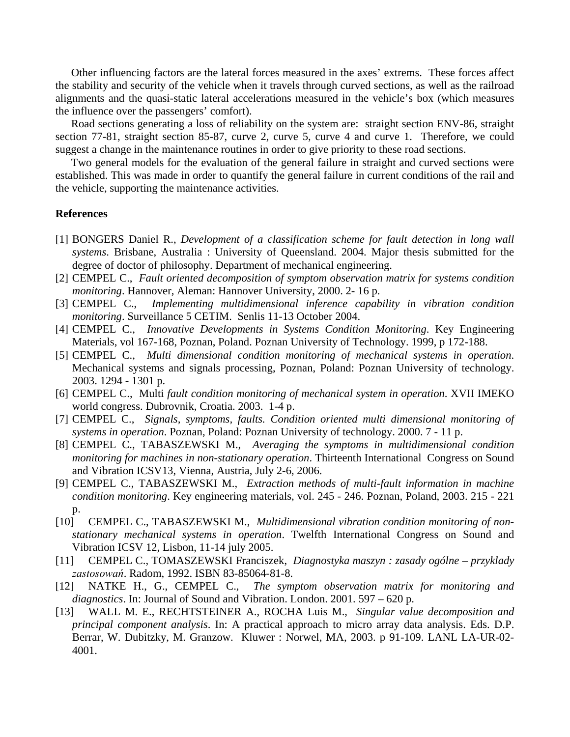Other influencing factors are the lateral forces measured in the axes' extrems. These forces affect the stability and security of the vehicle when it travels through curved sections, as well as the railroad alignments and the quasi-static lateral accelerations measured in the vehicle's box (which measures the influence over the passengers' comfort).

Road sections generating a loss of reliability on the system are: straight section ENV-86, straight section 77-81, straight section 85-87, curve 2, curve 5, curve 4 and curve 1. Therefore, we could suggest a change in the maintenance routines in order to give priority to these road sections.

Two general models for the evaluation of the general failure in straight and curved sections were established. This was made in order to quantify the general failure in current conditions of the rail and the vehicle, supporting the maintenance activities.

**References**

[1] BONGERS Daniel R., *Development of a classification scheme for fault detection in long wall systems*. Brisbane, Australia : University of Queensland. 2004. Major thesis submitted for the degree of doctor of philosophy. Department of mechanical engineering.

[2] CEMPEL C., *Fault oriented decomposition of symptom observation matrix for systems condition monitoring*. Hannover, Aleman: Hannover University, 2000. 2- 16 p.

[3] CEMPEL C., *Implementing multidimensional inference capability in vibration condition monitoring*. Surveillance 5 CETIM. Senlis 11-13 October 2004.

[4] CEMPEL C., *Innovative Developments in Systems Condition Monitoring*. Key Engineering Materials, vol 167-168, Poznan, Poland. Poznan University of Technology. 1999, p 172-188.

[5] CEMPEL C., *Multi dimensional condition monitoring of mechanical systems in operation*. Mechanical systems and signals processing, Poznan, Poland: Poznan University of technology. 2003. 1294 - 1301 p.

[6] CEMPEL C., Multi *fault condition monitoring of mechanical system in operation*. XVII IMEKO world congress. Dubrovnik, Croatia. 2003. 1-4 p.

[7] CEMPEL C., *Signals, symptoms, faults. Condition oriented multi dimensional monitoring of systems in operation*. Poznan, Poland: Poznan University of technology. 2000. 7 - 11 p.

[8] CEMPEL C., TABASZEWSKI M., *Averaging the symptoms in multidimensional condition monitoring for machines in non-stationary operation*. Thirteenth International Congress on Sound and Vibration ICSV13, Vienna, Austria, July 2-6, 2006.

[9] CEMPEL C., TABASZEWSKI M., *Extraction methods of multi-fault information in machine condition monitoring*. Key engineering materials, vol. 245 - 246. Poznan, Poland, 2003. 215 - 221 p.

[10] CEMPEL C., TABASZEWSKI M., *Multidimensional vibration condition monitoring of non-stationary mechanical systems in operation*. Twelfth International Congress on Sound and Vibration ICSV 12, Lisbon, 11-14 july 2005.

[11] CEMPEL C., TOMASZEWSKI Franciszek, *Diagnostyka maszyn : zasady ogólne – przyklady zastosowań*. Radom, 1992. ISBN 83-85064-81-8.

[12] NATKE H., G., CEMPEL C., *The symptom observation matrix for monitoring and diagnostics*. In: Journal of Sound and Vibration. London. 2001. 597 – 620 p.

[13] WALL M. E., RECHTSTEINER A., ROCHA Luis M., *Singular value decomposition and principal component analysis*. In: A practical approach to micro array data analysis. Eds. D.P. Berrar, W. Dubitzky, M. Granzow. Kluwer : Norwel, MA, 2003. p 91-109. LANL LA-UR-02-4001.